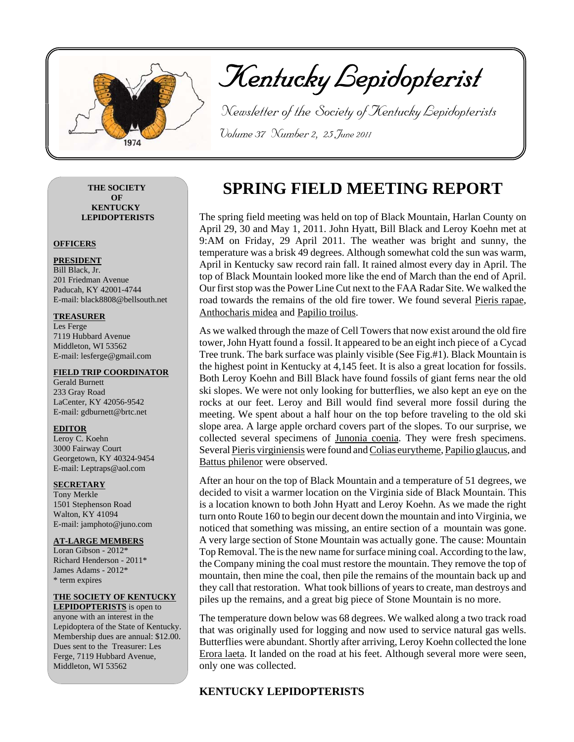# Kentucky Lepidopterist

Newsletter of the Society of Kentucky Lepidopterists

Volume 37 Number 2, 25 June 2011

**THE SOCIETY OF KENTUCKY LEPIDOPTERISTS**

**OFFICERS**

**PRESIDENT**
Bill Black, Jr.
201 Friedman Avenue
Paducah, KY 42001-4744
E-mail: black8808@bellsouth.net

**TREASURER**
Les Ferge
7119 Hubbard Avenue
Middleton, WI 53562
E-mail: lesferge@gmail.com

**FIELD TRIP COORDINATOR**
Gerald Burnett
233 Gray Road
LaCenter, KY 42056-9542
E-mail: gdburnett@brtc.net

**EDITOR**
Leroy C. Koehn
3000 Fairway Court
Georgetown, KY 40324-9454
E-mail: Leptraps@aol.com

**SECRETARY**
Tony Merkle
1501 Stephenson Road
Walton, KY 41094
E-mail: jamphoto@juno.com

**AT-LARGE MEMBERS**
Loran Gibson - 2012*
Richard Henderson - 2011*
James Adams - 2012*
\* term expires

**THE SOCIETY OF KENTUCKY LEPIDOPTERISTS** is open to anyone with an interest in the Lepidoptera of the State of Kentucky. Membership dues are annual: $12.00. Dues sent to the Treasurer: Les Ferge, 7119 Hubbard Avenue, Middleton, WI 53562

## SPRING FIELD MEETING REPORT

The spring field meeting was held on top of Black Mountain, Harlan County on April 29, 30 and May 1, 2011. John Hyatt, Bill Black and Leroy Koehn met at 9:AM on Friday, 29 April 2011. The weather was bright and sunny, the temperature was a brisk 49 degrees. Although somewhat cold the sun was warm, April in Kentucky saw record rain fall. It rained almost every day in April. The top of Black Mountain looked more like the end of March than the end of April. Our first stop was the Power Line Cut next to the FAA Radar Site. We walked the road towards the remains of the old fire tower. We found several Pieris rapae, Anthocharis midea and Papilio troilus.

As we walked through the maze of Cell Towers that now exist around the old fire tower, John Hyatt found a fossil. It appeared to be an eight inch piece of a Cycad Tree trunk. The bark surface was plainly visible (See Fig.#1). Black Mountain is the highest point in Kentucky at 4,145 feet. It is also a great location for fossils. Both Leroy Koehn and Bill Black have found fossils of giant ferns near the old ski slopes. We were not only looking for butterflies, we also kept an eye on the rocks at our feet. Leroy and Bill would find several more fossil during the meeting. We spent about a half hour on the top before traveling to the old ski slope area. A large apple orchard covers part of the slopes. To our surprise, we collected several specimens of Junonia coenia. They were fresh specimens. Several Pieris virginiensis were found and Colias eurytheme, Papilio glaucus, and Battus philenor were observed.

After an hour on the top of Black Mountain and a temperature of 51 degrees, we decided to visit a warmer location on the Virginia side of Black Mountain. This is a location known to both John Hyatt and Leroy Koehn. As we made the right turn onto Route 160 to begin our decent down the mountain and into Virginia, we noticed that something was missing, an entire section of a mountain was gone. A very large section of Stone Mountain was actually gone. The cause: Mountain Top Removal. The is the new name for surface mining coal. According to the law, the Company mining the coal must restore the mountain. They remove the top of mountain, then mine the coal, then pile the remains of the mountain back up and they call that restoration. What took billions of years to create, man destroys and piles up the remains, and a great big piece of Stone Mountain is no more.

The temperature down below was 68 degrees. We walked along a two track road that was originally used for logging and now used to service natural gas wells. Butterflies were abundant. Shortly after arriving, Leroy Koehn collected the lone Erora laeta. It landed on the road at his feet. Although several more were seen, only one was collected.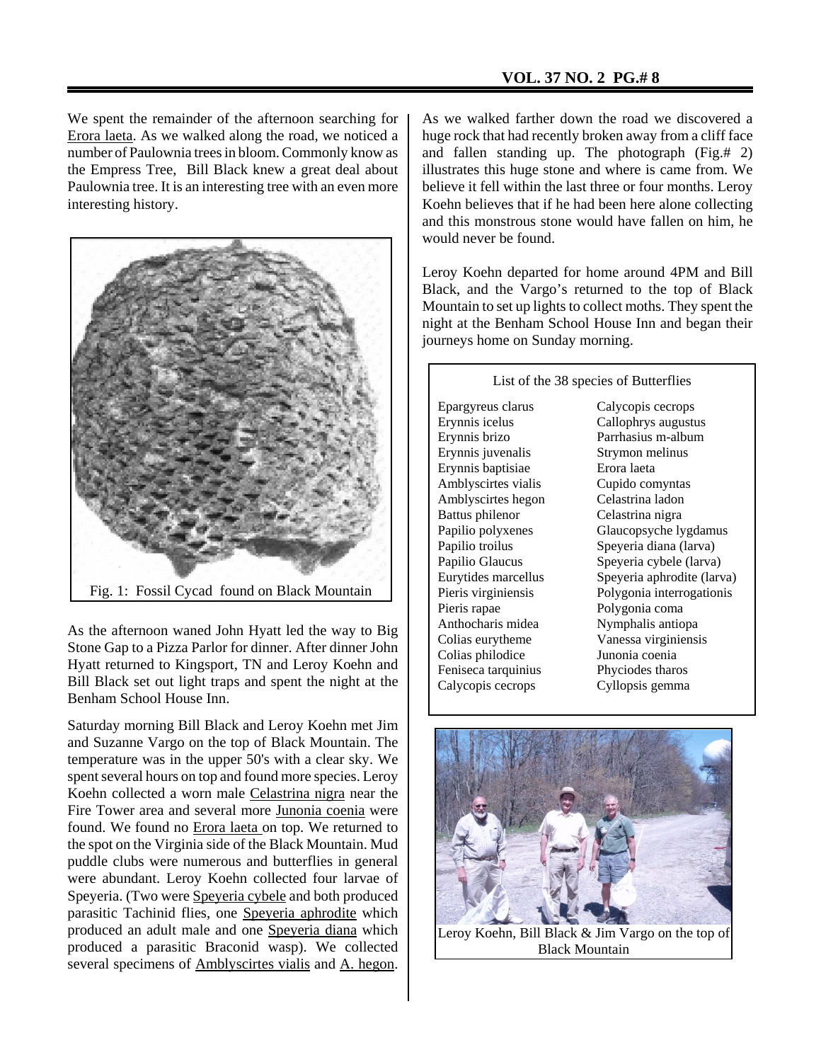We spent the remainder of the afternoon searching for Erora laeta. As we walked along the road, we noticed a number of Paulownia trees in bloom. Commonly know as the Empress Tree, Bill Black knew a great deal about Paulownia tree. It is an interesting tree with an even more interesting history.

Fig. 1: Fossil Cycad found on Black Mountain

As the afternoon waned John Hyatt led the way to Big Stone Gap to a Pizza Parlor for dinner. After dinner John Hyatt returned to Kingsport, TN and Leroy Koehn and Bill Black set out light traps and spent the night at the Benham School House Inn.

Saturday morning Bill Black and Leroy Koehn met Jim and Suzanne Vargo on the top of Black Mountain. The temperature was in the upper 50's with a clear sky. We spent several hours on top and found more species. Leroy Koehn collected a worn male Celastrina nigra near the Fire Tower area and several more Junonia coenia were found. We found no Erora laeta on top. We returned to the spot on the Virginia side of the Black Mountain. Mud puddle clubs were numerous and butterflies in general were abundant. Leroy Koehn collected four larvae of Speyeria. (Two were Speyeria cybele and both produced parasitic Tachinid flies, one Speyeria aphrodite which produced an adult male and one Speyeria diana which produced a parasitic Braconid wasp). We collected several specimens of Amblyscirtes vialis and A. hegon.

As we walked farther down the road we discovered a huge rock that had recently broken away from a cliff face and fallen standing up. The photograph (Fig.# 2) illustrates this huge stone and where is came from. We believe it fell within the last three or four months. Leroy Koehn believes that if he had been here alone collecting and this monstrous stone would have fallen on him, he would never be found.

Leroy Koehn departed for home around 4PM and Bill Black, and the Vargo's returned to the top of Black Mountain to set up lights to collect moths. They spent the night at the Benham School House Inn and began their journeys home on Sunday morning.

List of the 38 species of Butterflies

| | |
|---|---|
| Epargyreus clarus | Calycopis cecrops |
| Erynnis icelus | Callophrys augustus |
| Erynnis brizo | Parrhasius m-album |
| Erynnis juvenalis | Strymon melinus |
| Erynnis baptisiae | Erora laeta |
| Amblyscirtes vialis | Cupido comyntas |
| Amblyscirtes hegon | Celastrina ladon |
| Battus philenor | Celastrina nigra |
| Papilio polyxenes | Glaucopsyche lygdamus |
| Papilio troilus | Speyeria diana (larva) |
| Papilio Glaucus | Speyeria cybele (larva) |
| Eurytides marcellus | Speyeria aphrodite (larva) |
| Pieris virginiensis | Polygonia interrogationis |
| Pieris rapae | Polygonia coma |
| Anthocharis midea | Nymphalis antiopa |
| Colias eurytheme | Vanessa virginiensis |
| Colias philodice | Junonia coenia |
| Feniseca tarquinius | Phyciodes tharos |
| Calycopis cecrops | Cyllopsis gemma |

Leroy Koehn, Bill Black & Jim Vargo on the top of Black Mountain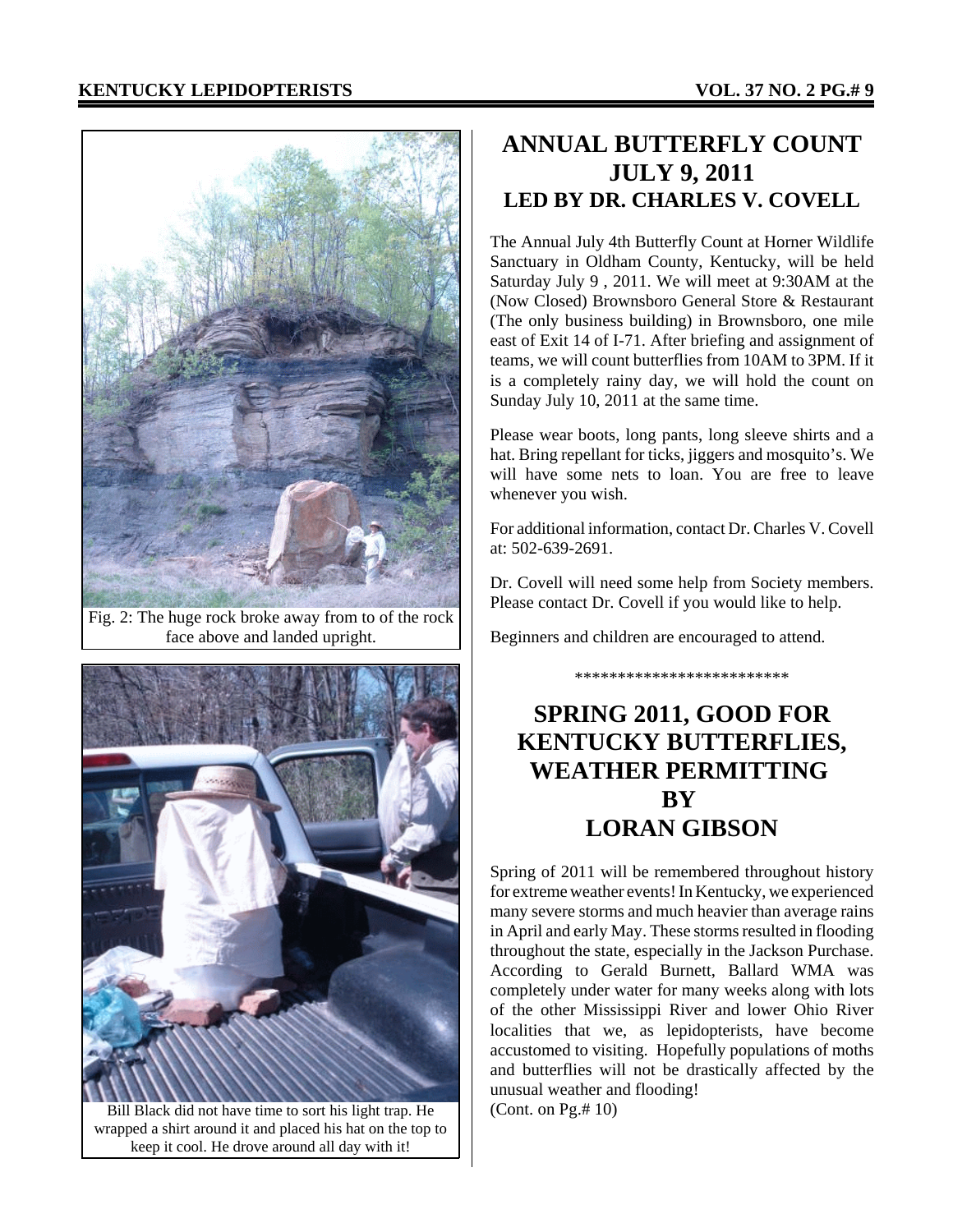Fig. 2: The huge rock broke away from to of the rock face above and landed upright.

Bill Black did not have time to sort his light trap. He wrapped a shirt around it and placed his hat on the top to keep it cool. He drove around all day with it!

## ANNUAL BUTTERFLY COUNT JULY 9, 2011 LED BY DR. CHARLES V. COVELL

The Annual July 4th Butterfly Count at Horner Wildlife Sanctuary in Oldham County, Kentucky, will be held Saturday July 9 , 2011. We will meet at 9:30AM at the (Now Closed) Brownsboro General Store & Restaurant (The only business building) in Brownsboro, one mile east of Exit 14 of I-71. After briefing and assignment of teams, we will count butterflies from 10AM to 3PM. If it is a completely rainy day, we will hold the count on Sunday July 10, 2011 at the same time.

Please wear boots, long pants, long sleeve shirts and a hat. Bring repellant for ticks, jiggers and mosquito's. We will have some nets to loan. You are free to leave whenever you wish.

For additional information, contact Dr. Charles V. Covell at: 502-639-2691.

Dr. Covell will need some help from Society members. Please contact Dr. Covell if you would like to help.

Beginners and children are encouraged to attend.

*************************

## SPRING 2011, GOOD FOR KENTUCKY BUTTERFLIES, WEATHER PERMITTING BY LORAN GIBSON

Spring of 2011 will be remembered throughout history for extreme weather events! In Kentucky, we experienced many severe storms and much heavier than average rains in April and early May. These storms resulted in flooding throughout the state, especially in the Jackson Purchase. According to Gerald Burnett, Ballard WMA was completely under water for many weeks along with lots of the other Mississippi River and lower Ohio River localities that we, as lepidopterists, have become accustomed to visiting. Hopefully populations of moths and butterflies will not be drastically affected by the unusual weather and flooding!

(Cont. on Pg.# 10)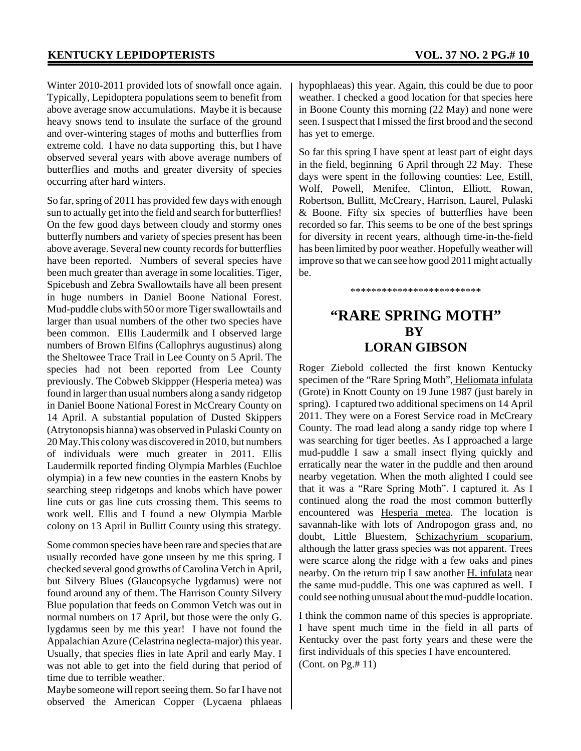Winter 2010-2011 provided lots of snowfall once again. Typically, Lepidoptera populations seem to benefit from above average snow accumulations. Maybe it is because heavy snows tend to insulate the surface of the ground and over-wintering stages of moths and butterflies from extreme cold. I have no data supporting this, but I have observed several years with above average numbers of butterflies and moths and greater diversity of species occurring after hard winters.

So far, spring of 2011 has provided few days with enough sun to actually get into the field and search for butterflies! On the few good days between cloudy and stormy ones butterfly numbers and variety of species present has been above average. Several new county records for butterflies have been reported. Numbers of several species have been much greater than average in some localities. Tiger, Spicebush and Zebra Swallowtails have all been present in huge numbers in Daniel Boone National Forest. Mud-puddle clubs with 50 or more Tiger swallowtails and larger than usual numbers of the other two species have been common. Ellis Laudermilk and I observed large numbers of Brown Elfins (Callophrys augustinus) along the Sheltowee Trace Trail in Lee County on 5 April. The species had not been reported from Lee County previously. The Cobweb Skippper (Hesperia metea) was found in larger than usual numbers along a sandy ridgetop in Daniel Boone National Forest in McCreary County on 14 April. A substantial population of Dusted Skippers (Atrytonopsis hianna) was observed in Pulaski County on 20 May.This colony was discovered in 2010, but numbers of individuals were much greater in 2011. Ellis Laudermilk reported finding Olympia Marbles (Euchloe olympia) in a few new counties in the eastern Knobs by searching steep ridgetops and knobs which have power line cuts or gas line cuts crossing them. This seems to work well. Ellis and I found a new Olympia Marble colony on 13 April in Bullitt County using this strategy.

Some common species have been rare and species that are usually recorded have gone unseen by me this spring. I checked several good growths of Carolina Vetch in April, but Silvery Blues (Glaucopsyche lygdamus) were not found around any of them. The Harrison County Silvery Blue population that feeds on Common Vetch was out in normal numbers on 17 April, but those were the only G. lygdamus seen by me this year! I have not found the Appalachian Azure (Celastrina neglecta-major) this year. Usually, that species flies in late April and early May. I was not able to get into the field during that period of time due to terrible weather.

Maybe someone will report seeing them. So far I have not observed the American Copper (Lycaena phlaeas hypophlaeas) this year. Again, this could be due to poor weather. I checked a good location for that species here in Boone County this morning (22 May) and none were seen. I suspect that I missed the first brood and the second has yet to emerge.

So far this spring I have spent at least part of eight days in the field, beginning 6 April through 22 May. These days were spent in the following counties: Lee, Estill, Wolf, Powell, Menifee, Clinton, Elliott, Rowan, Robertson, Bullitt, McCreary, Harrison, Laurel, Pulaski & Boone. Fifty six species of butterflies have been recorded so far. This seems to be one of the best springs for diversity in recent years, although time-in-the-field has been limited by poor weather. Hopefully weather will improve so that we can see how good 2011 might actually be.

*************************

## "RARE SPRING MOTH" BY LORAN GIBSON

Roger Ziebold collected the first known Kentucky specimen of the "Rare Spring Moth", Heliomata infulata (Grote) in Knott County on 19 June 1987 (just barely in spring). I captured two additional specimens on 14 April 2011. They were on a Forest Service road in McCreary County. The road lead along a sandy ridge top where I was searching for tiger beetles. As I approached a large mud-puddle I saw a small insect flying quickly and erratically near the water in the puddle and then around nearby vegetation. When the moth alighted I could see that it was a "Rare Spring Moth". I captured it. As I continued along the road the most common butterfly encountered was Hesperia metea. The location is savannah-like with lots of Andropogon grass and, no doubt, Little Bluestem, Schizachyrium scoparium, although the latter grass species was not apparent. Trees were scarce along the ridge with a few oaks and pines nearby. On the return trip I saw another H. infulata near the same mud-puddle. This one was captured as well. I could see nothing unusual about the mud-puddle location.

I think the common name of this species is appropriate. I have spent much time in the field in all parts of Kentucky over the past forty years and these were the first individuals of this species I have encountered.
(Cont. on Pg.# 11)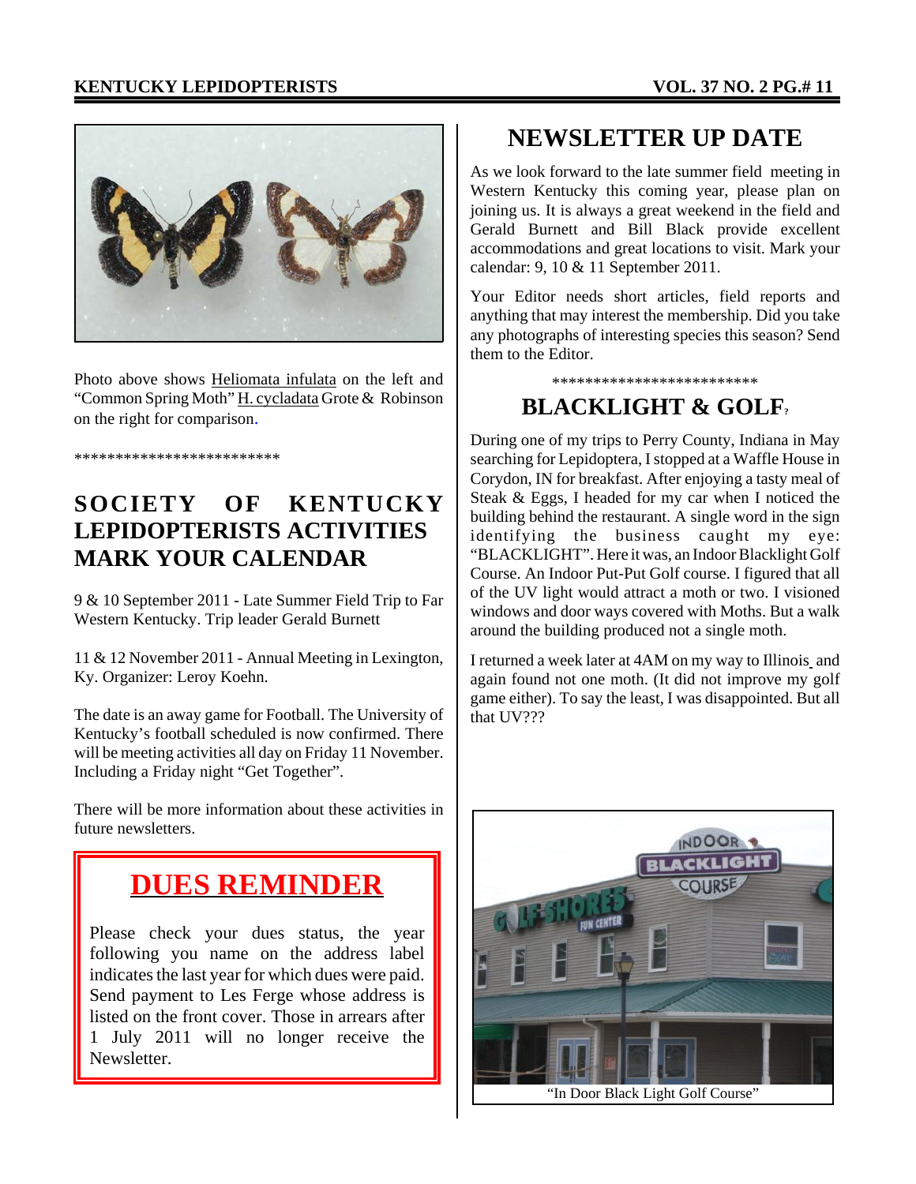Photo above shows Heliomata infulata on the left and "Common Spring Moth" H. cycladata Grote & Robinson on the right for comparison.

*************************

## SOCIETY OF KENTUCKY LEPIDOPTERISTS ACTIVITIES MARK YOUR CALENDAR

9 & 10 September 2011 - Late Summer Field Trip to Far Western Kentucky. Trip leader Gerald Burnett

11 & 12 November 2011 - Annual Meeting in Lexington, Ky. Organizer: Leroy Koehn.

The date is an away game for Football. The University of Kentucky's football scheduled is now confirmed. There will be meeting activities all day on Friday 11 November. Including a Friday night "Get Together".

There will be more information about these activities in future newsletters.

## DUES REMINDER

Please check your dues status, the year following you name on the address label indicates the last year for which dues were paid. Send payment to Les Ferge whose address is listed on the front cover. Those in arrears after 1 July 2011 will no longer receive the Newsletter.

## NEWSLETTER UP DATE

As we look forward to the late summer field meeting in Western Kentucky this coming year, please plan on joining us. It is always a great weekend in the field and Gerald Burnett and Bill Black provide excellent accommodations and great locations to visit. Mark your calendar: 9, 10 & 11 September 2011.

Your Editor needs short articles, field reports and anything that may interest the membership. Did you take any photographs of interesting species this season? Send them to the Editor.

*************************

## BLACKLIGHT & GOLF?

During one of my trips to Perry County, Indiana in May searching for Lepidoptera, I stopped at a Waffle House in Corydon, IN for breakfast. After enjoying a tasty meal of Steak & Eggs, I headed for my car when I noticed the building behind the restaurant. A single word in the sign identifying the business caught my eye: "BLACKLIGHT". Here it was, an Indoor Blacklight Golf Course. An Indoor Put-Put Golf course. I figured that all of the UV light would attract a moth or two. I visioned windows and door ways covered with Moths. But a walk around the building produced not a single moth.

I returned a week later at 4AM on my way to Illinois and again found not one moth. (It did not improve my golf game either). To say the least, I was disappointed. But all that UV???

"In Door Black Light Golf Course"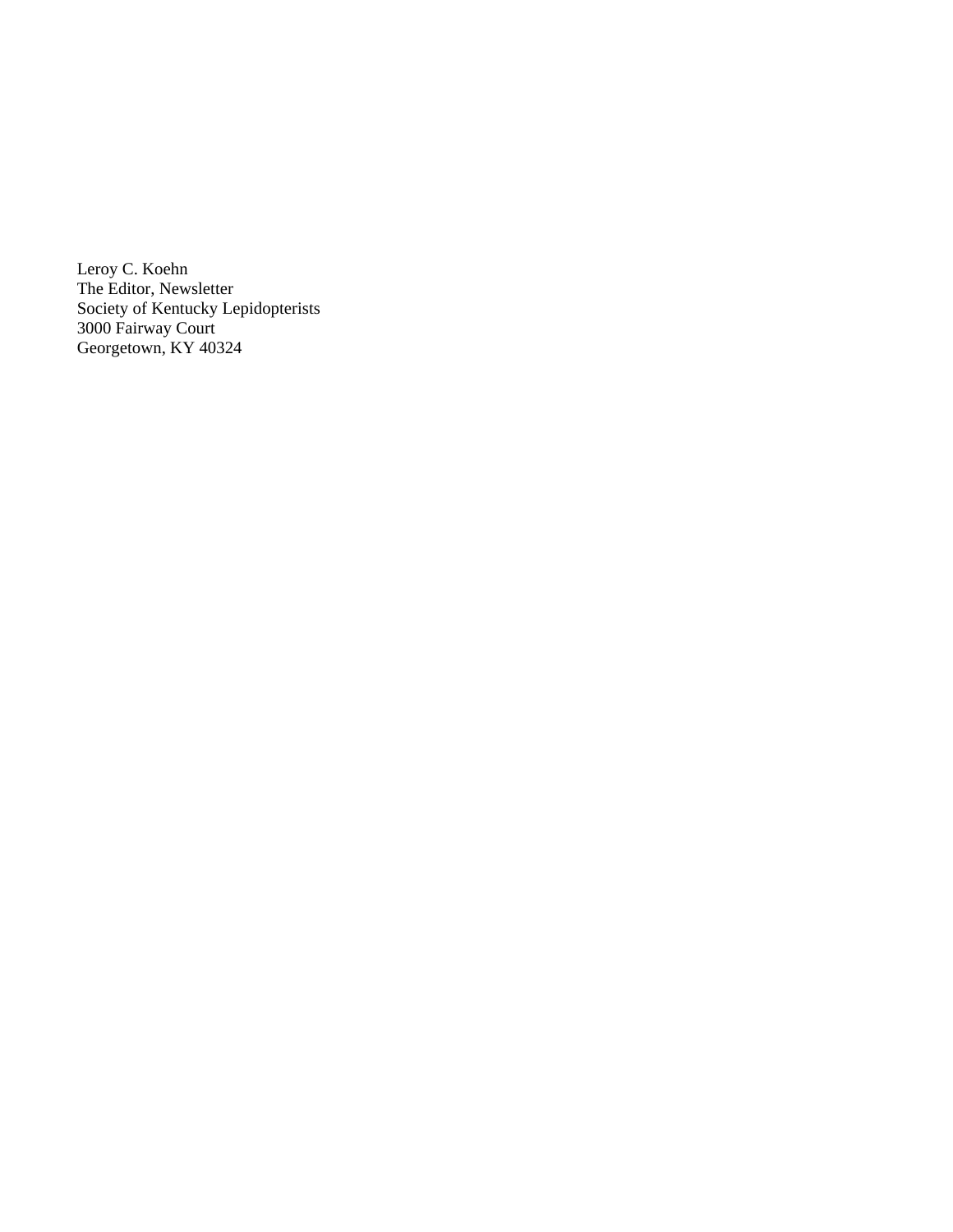Leroy C. Koehn  
The Editor, Newsletter  
Society of Kentucky Lepidopterists  
3000 Fairway Court  
Georgetown, KY 40324